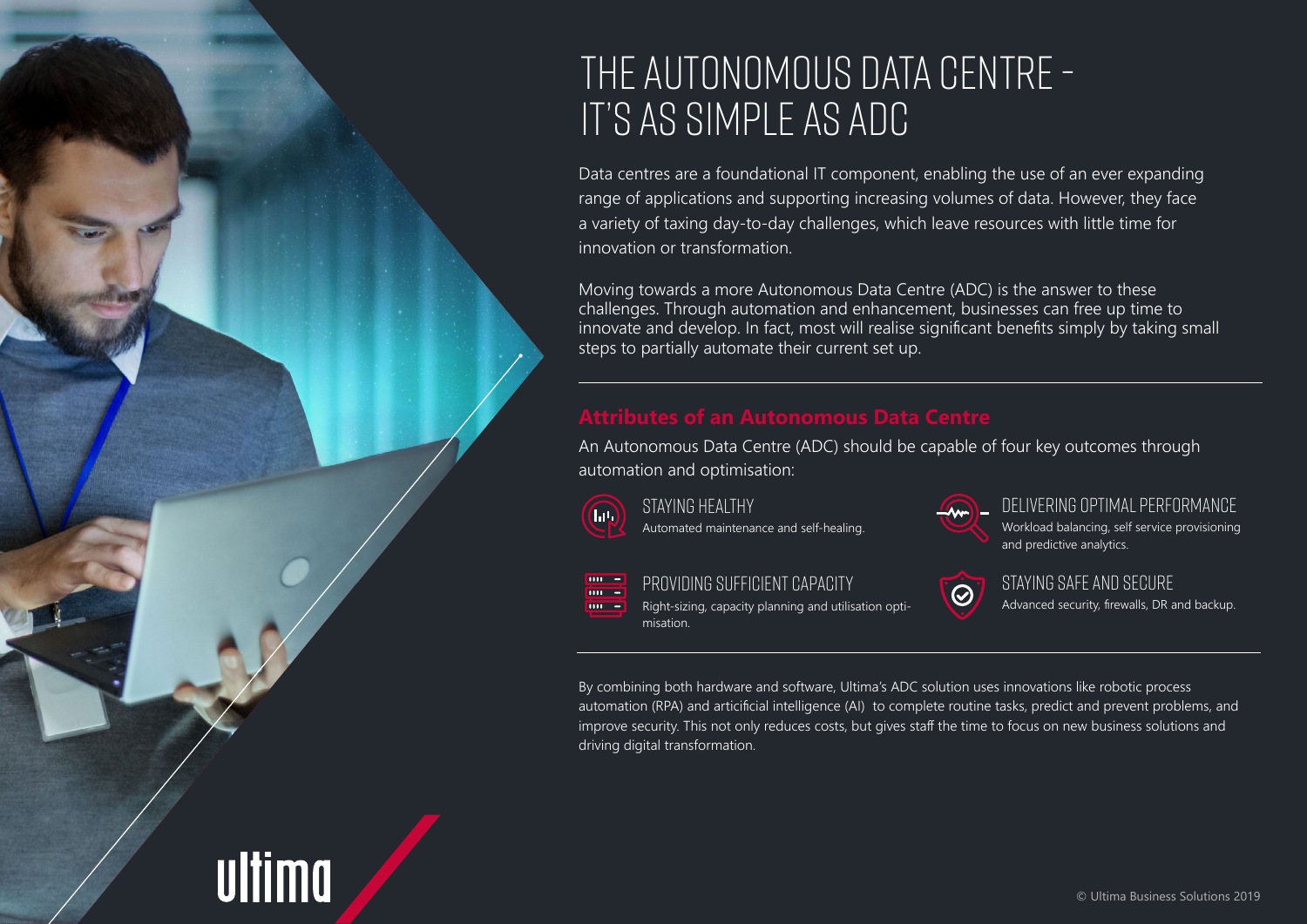# THE AUTONOMOUS DATA CENTRE – IT'S AS SIMPLE AS ADC

Data centres are a foundational IT component, enabling the use of an ever expanding range of applications and supporting increasing volumes of data. However, they face a variety of taxing day-to-day challenges, which leave resources with little time for innovation or transformation.

Moving towards a more Autonomous Data Centre (ADC) is the answer to these challenges. Through automation and enhancement, businesses can free up time to innovate and develop. In fact, most will realise significant benefits simply by taking small steps to partially automate their current set up.

---

## Attributes of an Autonomous Data Centre

An Autonomous Data Centre (ADC) should be capable of four key outcomes through automation and optimisation:

### STAYING HEALTHY

Automated maintenance and self-healing.

### DELIVERING OPTIMAL PERFORMANCE

Workload balancing, self service provisioning and predictive analytics.

### PROVIDING SUFFICIENT CAPACITY

Right-sizing, capacity planning and utilisation optimisation.

### STAYING SAFE AND SECURE

Advanced security, firewalls, DR and backup.

---

By combining both hardware and software, Ultima's ADC solution uses innovations like robotic process automation (RPA) and articificial intelligence (AI) to complete routine tasks, predict and prevent problems, and improve security. This not only reduces costs, but gives staff the time to focus on new business solutions and driving digital transformation.

ultima

© Ultima Business Solutions 2019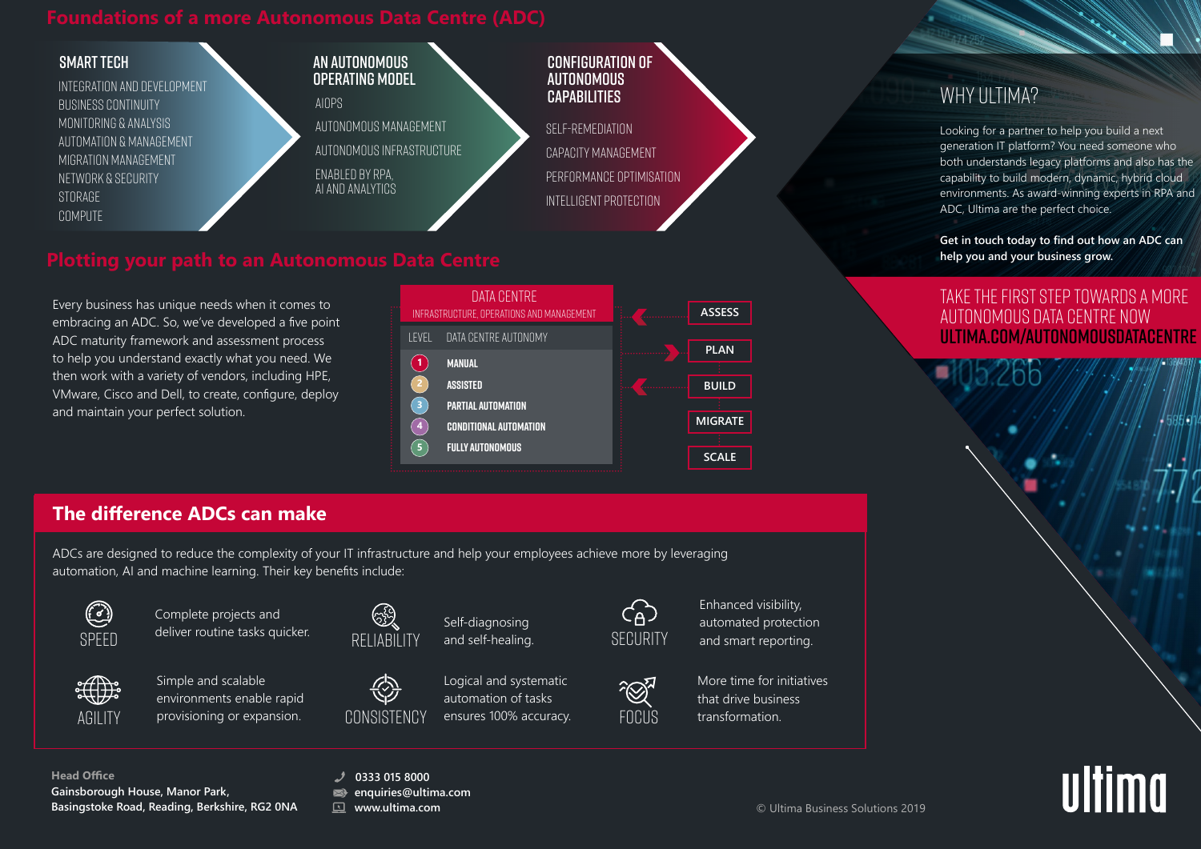# Foundations of a more Autonomous Data Centre (ADC)

### SMART TECH

- INTEGRATION AND DEVELOPMENT
- BUSINESS CONTINUITY
- MONITORING & ANALYSIS
- AUTOMATION & MANAGEMENT
- MIGRATION MANAGEMENT
- NETWORK & SECURITY
- STORAGE
- COMPUTE

### AN AUTONOMOUS OPERATING MODEL

- AIOPS
- AUTONOMOUS MANAGEMENT
- AUTONOMOUS INFRASTRUCTURE
- ENABLED BY RPA, AI AND ANALYTICS

### CONFIGURATION OF AUTONOMOUS CAPABILITIES

- SELF-REMEDIATION
- CAPACITY MANAGEMENT
- PERFORMANCE OPTIMISATION
- INTELLIGENT PROTECTION

## WHY ULTIMA?

Looking for a partner to help you build a next generation IT platform? You need someone who both understands legacy platforms and also has the capability to build modern, dynamic, hybrid cloud environments. As award-winning experts in RPA and ADC, Ultima are the perfect choice.

**Get in touch today to find out how an ADC can help you and your business grow.**

TAKE THE FIRST STEP TOWARDS A MORE AUTONOMOUS DATA CENTRE NOW
**ULTIMA.COM/AUTONOMOUSDATACENTRE**

# Plotting your path to an Autonomous Data Centre

Every business has unique needs when it comes to embracing an ADC. So, we've developed a five point ADC maturity framework and assessment process to help you understand exactly what you need. We then work with a variety of vendors, including HPE, VMware, Cisco and Dell, to create, configure, deploy and maintain your perfect solution.

DATA CENTRE
INFRASTRUCTURE, OPERATIONS AND MANAGEMENT

| LEVEL | DATA CENTRE AUTONOMY |
|---|---|
| 1 | MANUAL |
| 2 | ASSISTED |
| 3 | PARTIAL AUTOMATION |
| 4 | CONDITIONAL AUTOMATION |
| 5 | FULLY AUTONOMOUS |

ASSESS
PLAN
BUILD
MIGRATE
SCALE

## The difference ADCs can make

ADCs are designed to reduce the complexity of your IT infrastructure and help your employees achieve more by leveraging automation, AI and machine learning. Their key benefits include:

- **SPEED** – Complete projects and deliver routine tasks quicker.
- **RELIABILITY** – Self-diagnosing and self-healing.
- **SECURITY** – Enhanced visibility, automated protection and smart reporting.
- **AGILITY** – Simple and scalable environments enable rapid provisioning or expansion.
- **CONSISTENCY** – Logical and systematic automation of tasks ensures 100% accuracy.
- **FOCUS** – More time for initiatives that drive business transformation.

**Head Office**
Gainsborough House, Manor Park,
Basingstoke Road, Reading, Berkshire, RG2 0NA

0333 015 8000
enquiries@ultima.com
www.ultima.com

© Ultima Business Solutions 2019

ultima